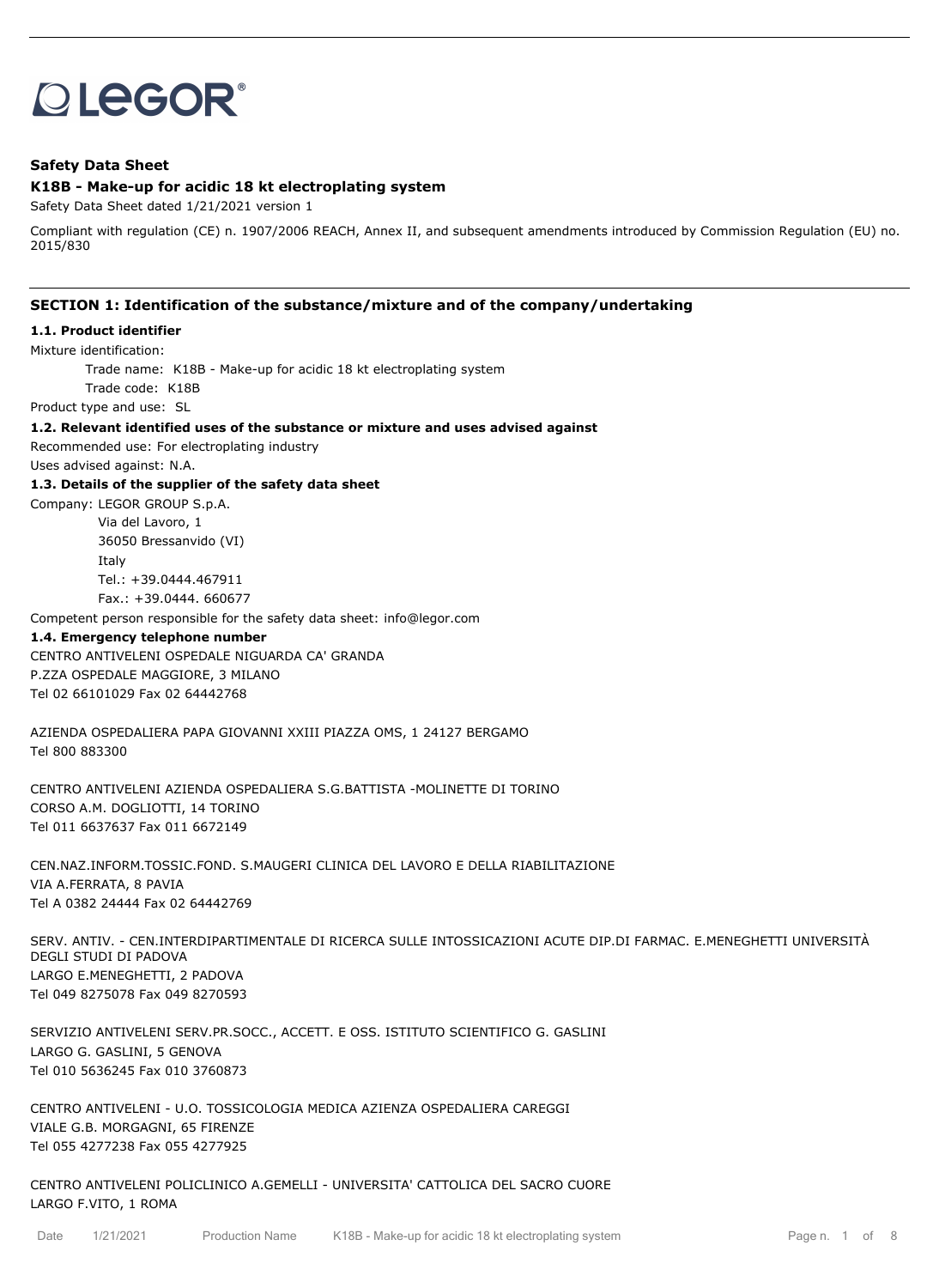**Safety Data Sheet**

**K18B - Make-up for acidic 18 kt electroplating system**

Safety Data Sheet dated 1/21/2021 version 1

Compliant with regulation (CE) n. 1907/2006 REACH, Annex II, and subsequent amendments introduced by Commission Regulation (EU) no. 2015/830

## SECTION 1: Identification of the substance/mixture and of the company/undertaking

### 1.1. Product identifier

Mixture identification:

Trade name: K18B - Make-up for acidic 18 kt electroplating system

Trade code: K18B

Product type and use: SL

### 1.2. Relevant identified uses of the substance or mixture and uses advised against

Recommended use: For electroplating industry

Uses advised against: N.A.

### 1.3. Details of the supplier of the safety data sheet

Company: LEGOR GROUP S.p.A.
Via del Lavoro, 1
36050 Bressanvido (VI)
Italy
Tel.: +39.0444.467911
Fax.: +39.0444. 660677

Competent person responsible for the safety data sheet: info@legor.com

### 1.4. Emergency telephone number

CENTRO ANTIVELENI OSPEDALE NIGUARDA CA' GRANDA
P.ZZA OSPEDALE MAGGIORE, 3 MILANO
Tel 02 66101029 Fax 02 64442768

AZIENDA OSPEDALIERA PAPA GIOVANNI XXIII PIAZZA OMS, 1 24127 BERGAMO
Tel 800 883300

CENTRO ANTIVELENI AZIENDA OSPEDALIERA S.G.BATTISTA -MOLINETTE DI TORINO
CORSO A.M. DOGLIOTTI, 14 TORINO
Tel 011 6637637 Fax 011 6672149

CEN.NAZ.INFORM.TOSSIC.FOND. S.MAUGERI CLINICA DEL LAVORO E DELLA RIABILITAZIONE
VIA A.FERRATA, 8 PAVIA
Tel A 0382 24444 Fax 02 64442769

SERV. ANTIV. - CEN.INTERDIPARTIMENTALE DI RICERCA SULLE INTOSSICAZIONI ACUTE DIP.DI FARMAC. E.MENEGHETTI UNIVERSITÀ DEGLI STUDI DI PADOVA
LARGO E.MENEGHETTI, 2 PADOVA
Tel 049 8275078 Fax 049 8270593

SERVIZIO ANTIVELENI SERV.PR.SOCC., ACCETT. E OSS. ISTITUTO SCIENTIFICO G. GASLINI
LARGO G. GASLINI, 5 GENOVA
Tel 010 5636245 Fax 010 3760873

CENTRO ANTIVELENI - U.O. TOSSICOLOGIA MEDICA AZIENZA OSPEDALIERA CAREGGI
VIALE G.B. MORGAGNI, 65 FIRENZE
Tel 055 4277238 Fax 055 4277925

CENTRO ANTIVELENI POLICLINICO A.GEMELLI - UNIVERSITA' CATTOLICA DEL SACRO CUORE
LARGO F.VITO, 1 ROMA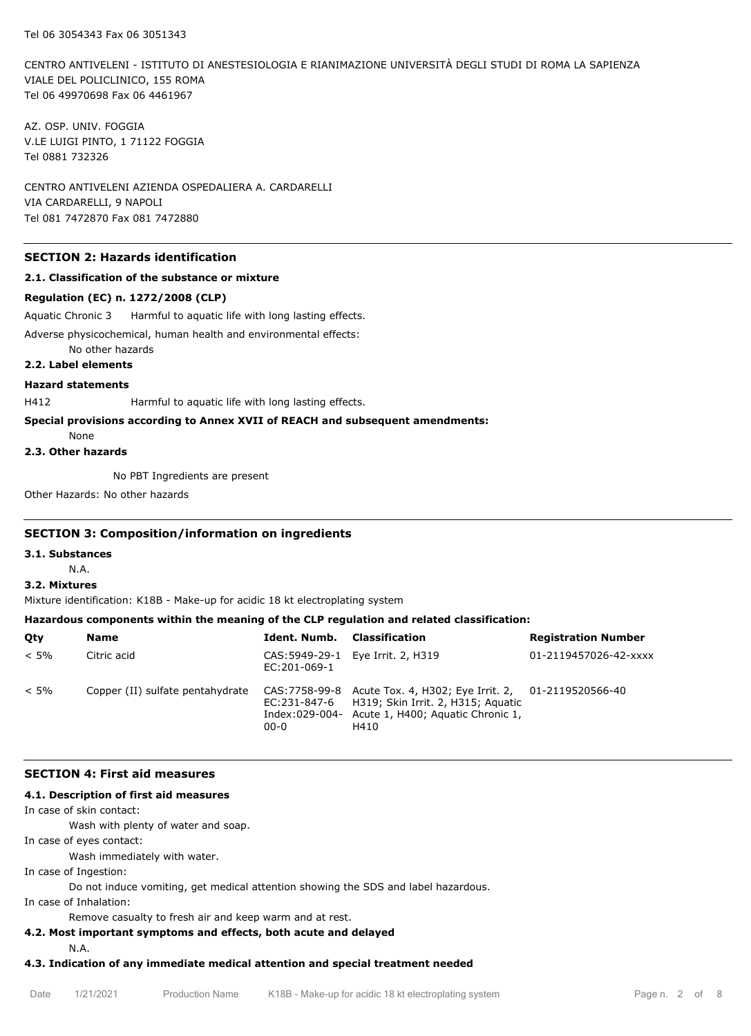Tel 06 3054343 Fax 06 3051343

CENTRO ANTIVELENI - ISTITUTO DI ANESTESIOLOGIA E RIANIMAZIONE UNIVERSITÀ DEGLI STUDI DI ROMA LA SAPIENZA
VIALE DEL POLICLINICO, 155 ROMA
Tel 06 49970698 Fax 06 4461967

AZ. OSP. UNIV. FOGGIA
V.LE LUIGI PINTO, 1 71122 FOGGIA
Tel 0881 732326

CENTRO ANTIVELENI AZIENDA OSPEDALIERA A. CARDARELLI
VIA CARDARELLI, 9 NAPOLI
Tel 081 7472870 Fax 081 7472880

## SECTION 2: Hazards identification

### 2.1. Classification of the substance or mixture

**Regulation (EC) n. 1272/2008 (CLP)**

Aquatic Chronic 3 Harmful to aquatic life with long lasting effects.

Adverse physicochemical, human health and environmental effects:

No other hazards

### 2.2. Label elements

**Hazard statements**

H412 Harmful to aquatic life with long lasting effects.

**Special provisions according to Annex XVII of REACH and subsequent amendments:**

None

### 2.3. Other hazards

No PBT Ingredients are present

Other Hazards: No other hazards

## SECTION 3: Composition/information on ingredients

### 3.1. Substances

N.A.

### 3.2. Mixtures

Mixture identification: K18B - Make-up for acidic 18 kt electroplating system

**Hazardous components within the meaning of the CLP regulation and related classification:**

| Qty | Name | Ident. Numb. | Classification | Registration Number |
|---|---|---|---|---|
| < 5% | Citric acid | CAS:5949-29-1 EC:201-069-1 | Eye Irrit. 2, H319 | 01-2119457026-42-xxxx |
| < 5% | Copper (II) sulfate pentahydrate | CAS:7758-99-8 EC:231-847-6 Index:029-004-00-0 | Acute Tox. 4, H302; Eye Irrit. 2, H319; Skin Irrit. 2, H315; Aquatic Acute 1, H400; Aquatic Chronic 1, H410 | 01-2119520566-40 |

## SECTION 4: First aid measures

### 4.1. Description of first aid measures

In case of skin contact:

Wash with plenty of water and soap.

In case of eyes contact:

Wash immediately with water.

In case of Ingestion:

Do not induce vomiting, get medical attention showing the SDS and label hazardous.

In case of Inhalation:

Remove casualty to fresh air and keep warm and at rest.

### 4.2. Most important symptoms and effects, both acute and delayed

N.A.

### 4.3. Indication of any immediate medical attention and special treatment needed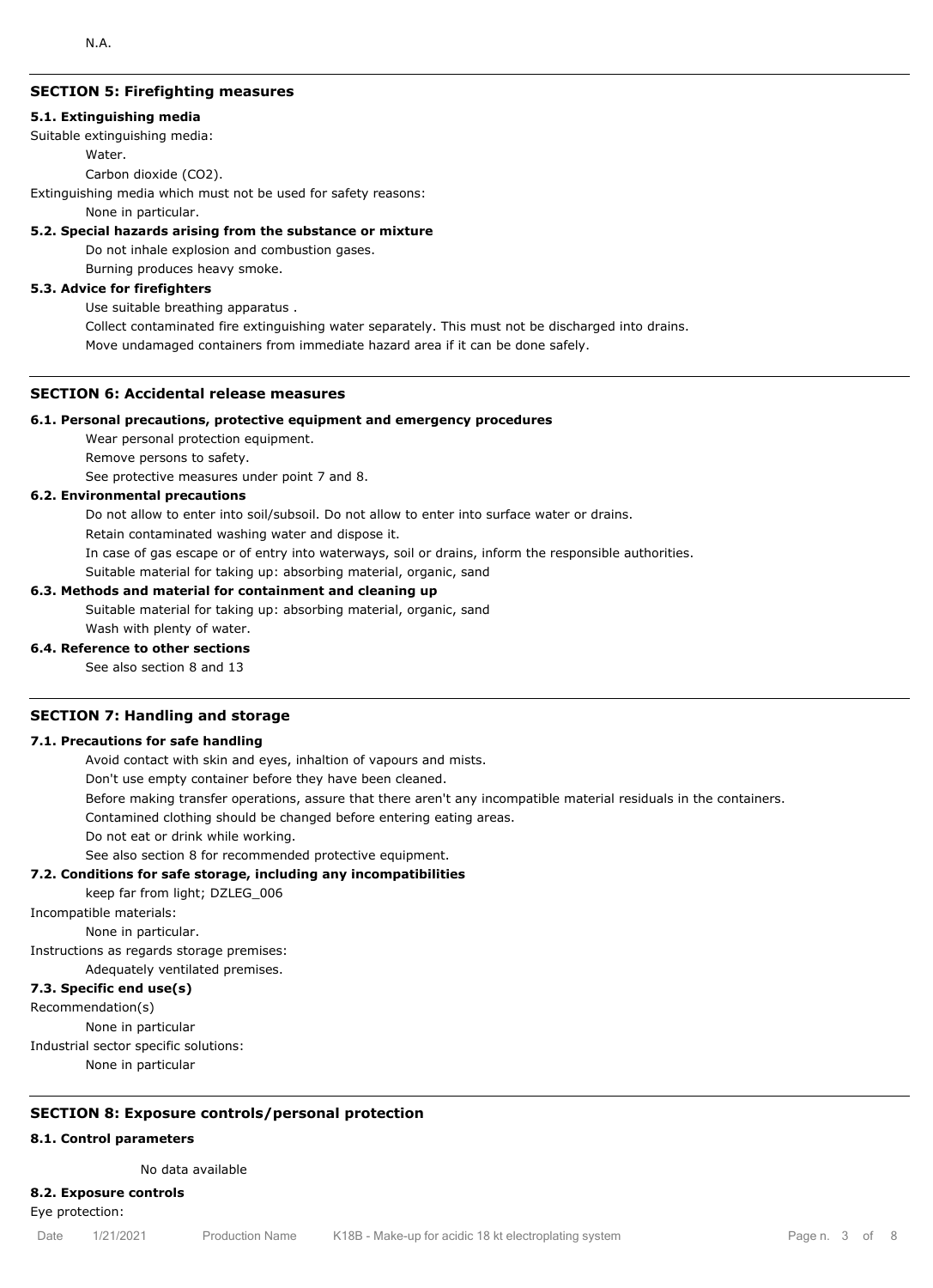N.A.

## SECTION 5: Firefighting measures

### 5.1. Extinguishing media

Suitable extinguishing media:

Water.

Carbon dioxide ($CO_2$).

Extinguishing media which must not be used for safety reasons:

None in particular.

### 5.2. Special hazards arising from the substance or mixture

Do not inhale explosion and combustion gases.

Burning produces heavy smoke.

### 5.3. Advice for firefighters

Use suitable breathing apparatus .

Collect contaminated fire extinguishing water separately. This must not be discharged into drains.

Move undamaged containers from immediate hazard area if it can be done safely.

## SECTION 6: Accidental release measures

### 6.1. Personal precautions, protective equipment and emergency procedures

Wear personal protection equipment.

Remove persons to safety.

See protective measures under point 7 and 8.

### 6.2. Environmental precautions

Do not allow to enter into soil/subsoil. Do not allow to enter into surface water or drains.

Retain contaminated washing water and dispose it.

In case of gas escape or of entry into waterways, soil or drains, inform the responsible authorities.

Suitable material for taking up: absorbing material, organic, sand

### 6.3. Methods and material for containment and cleaning up

Suitable material for taking up: absorbing material, organic, sand

Wash with plenty of water.

### 6.4. Reference to other sections

See also section 8 and 13

## SECTION 7: Handling and storage

### 7.1. Precautions for safe handling

Avoid contact with skin and eyes, inhaltion of vapours and mists.

Don't use empty container before they have been cleaned.

Before making transfer operations, assure that there aren't any incompatible material residuals in the containers.

Contamined clothing should be changed before entering eating areas.

Do not eat or drink while working.

See also section 8 for recommended protective equipment.

### 7.2. Conditions for safe storage, including any incompatibilities

keep far from light; DZLEG_006

Incompatible materials:

None in particular.

Instructions as regards storage premises:

Adequately ventilated premises.

### 7.3. Specific end use(s)

Recommendation(s)

None in particular

Industrial sector specific solutions:

None in particular

## SECTION 8: Exposure controls/personal protection

### 8.1. Control parameters

No data available

### 8.2. Exposure controls

Eye protection: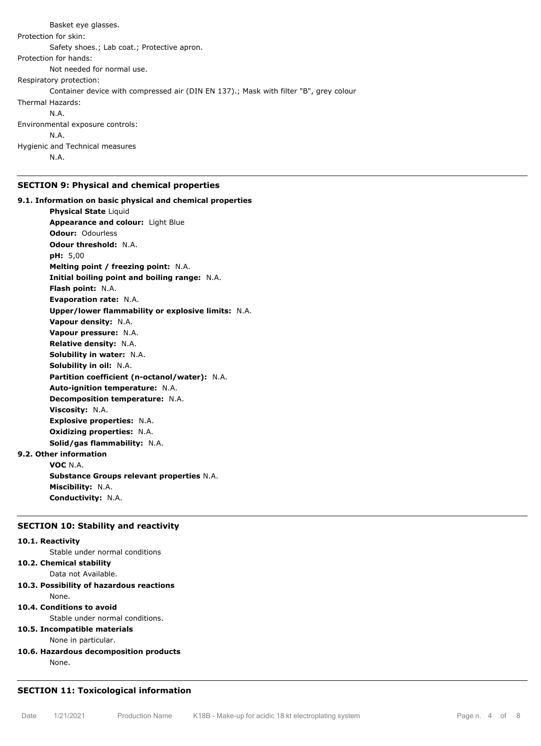Basket eye glasses.

Protection for skin:

Safety shoes.; Lab coat.; Protective apron.

Protection for hands:

Not needed for normal use.

Respiratory protection:

Container device with compressed air (DIN EN 137).; Mask with filter "B", grey colour

Thermal Hazards:

N.A.

Environmental exposure controls:

N.A.

Hygienic and Technical measures

N.A.

## SECTION 9: Physical and chemical properties

### 9.1. Information on basic physical and chemical properties

**Physical State** Liquid
**Appearance and colour:** Light Blue
**Odour:** Odourless
**Odour threshold:** N.A.
**pH:** 5,00
**Melting point / freezing point:** N.A.
**Initial boiling point and boiling range:** N.A.
**Flash point:** N.A.
**Evaporation rate:** N.A.
**Upper/lower flammability or explosive limits:** N.A.
**Vapour density:** N.A.
**Vapour pressure:** N.A.
**Relative density:** N.A.
**Solubility in water:** N.A.
**Solubility in oil:** N.A.
**Partition coefficient (n-octanol/water):** N.A.
**Auto-ignition temperature:** N.A.
**Decomposition temperature:** N.A.
**Viscosity:** N.A.
**Explosive properties:** N.A.
**Oxidizing properties:** N.A.
**Solid/gas flammability:** N.A.

### 9.2. Other information

**VOC** N.A.
**Substance Groups relevant properties** N.A.
**Miscibility:** N.A.
**Conductivity:** N.A.

## SECTION 10: Stability and reactivity

### 10.1. Reactivity

Stable under normal conditions

### 10.2. Chemical stability

Data not Available.

### 10.3. Possibility of hazardous reactions

None.

### 10.4. Conditions to avoid

Stable under normal conditions.

### 10.5. Incompatible materials

None in particular.

### 10.6. Hazardous decomposition products

None.

## SECTION 11: Toxicological information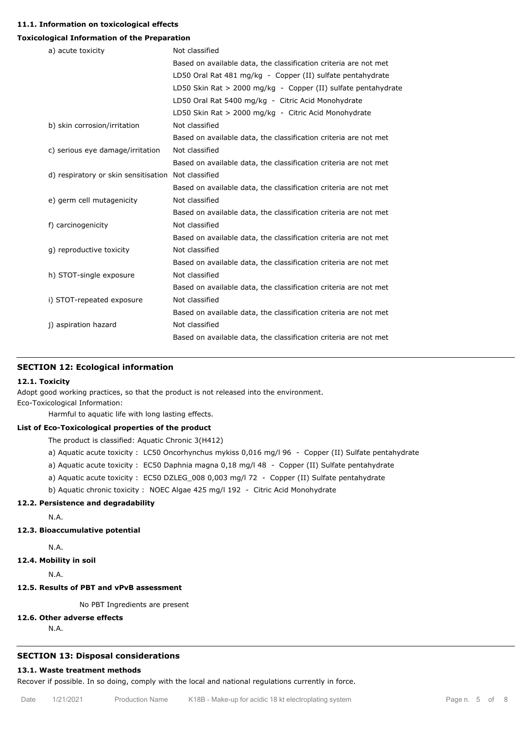### 11.1. Information on toxicological effects

**Toxicological Information of the Preparation**

| | |
|---|---|
| a) acute toxicity | Not classified |
| | Based on available data, the classification criteria are not met |
| | LD50 Oral Rat 481 mg/kg - Copper (II) sulfate pentahydrate |
| | LD50 Skin Rat > 2000 mg/kg - Copper (II) sulfate pentahydrate |
| | LD50 Oral Rat 5400 mg/kg - Citric Acid Monohydrate |
| | LD50 Skin Rat > 2000 mg/kg - Citric Acid Monohydrate |
| b) skin corrosion/irritation | Not classified |
| | Based on available data, the classification criteria are not met |
| c) serious eye damage/irritation | Not classified |
| | Based on available data, the classification criteria are not met |
| d) respiratory or skin sensitisation | Not classified |
| | Based on available data, the classification criteria are not met |
| e) germ cell mutagenicity | Not classified |
| | Based on available data, the classification criteria are not met |
| f) carcinogenicity | Not classified |
| | Based on available data, the classification criteria are not met |
| g) reproductive toxicity | Not classified |
| | Based on available data, the classification criteria are not met |
| h) STOT-single exposure | Not classified |
| | Based on available data, the classification criteria are not met |
| i) STOT-repeated exposure | Not classified |
| | Based on available data, the classification criteria are not met |
| j) aspiration hazard | Not classified |
| | Based on available data, the classification criteria are not met |

## SECTION 12: Ecological information

### 12.1. Toxicity

Adopt good working practices, so that the product is not released into the environment.

Eco-Toxicological Information:

Harmful to aquatic life with long lasting effects.

**List of Eco-Toxicological properties of the product**

The product is classified: Aquatic Chronic 3(H412)

a) Aquatic acute toxicity : LC50 Oncorhynchus mykiss 0,016 mg/l 96 - Copper (II) Sulfate pentahydrate

a) Aquatic acute toxicity : EC50 Daphnia magna 0,18 mg/l 48 - Copper (II) Sulfate pentahydrate

a) Aquatic acute toxicity : EC50 DZLEG_008 0,003 mg/l 72 - Copper (II) Sulfate pentahydrate

b) Aquatic chronic toxicity : NOEC Algae 425 mg/l 192 - Citric Acid Monohydrate

### 12.2. Persistence and degradability

N.A.

### 12.3. Bioaccumulative potential

N.A.

### 12.4. Mobility in soil

N.A.

### 12.5. Results of PBT and vPvB assessment

No PBT Ingredients are present

### 12.6. Other adverse effects

N.A.

## SECTION 13: Disposal considerations

### 13.1. Waste treatment methods

Recover if possible. In so doing, comply with the local and national regulations currently in force.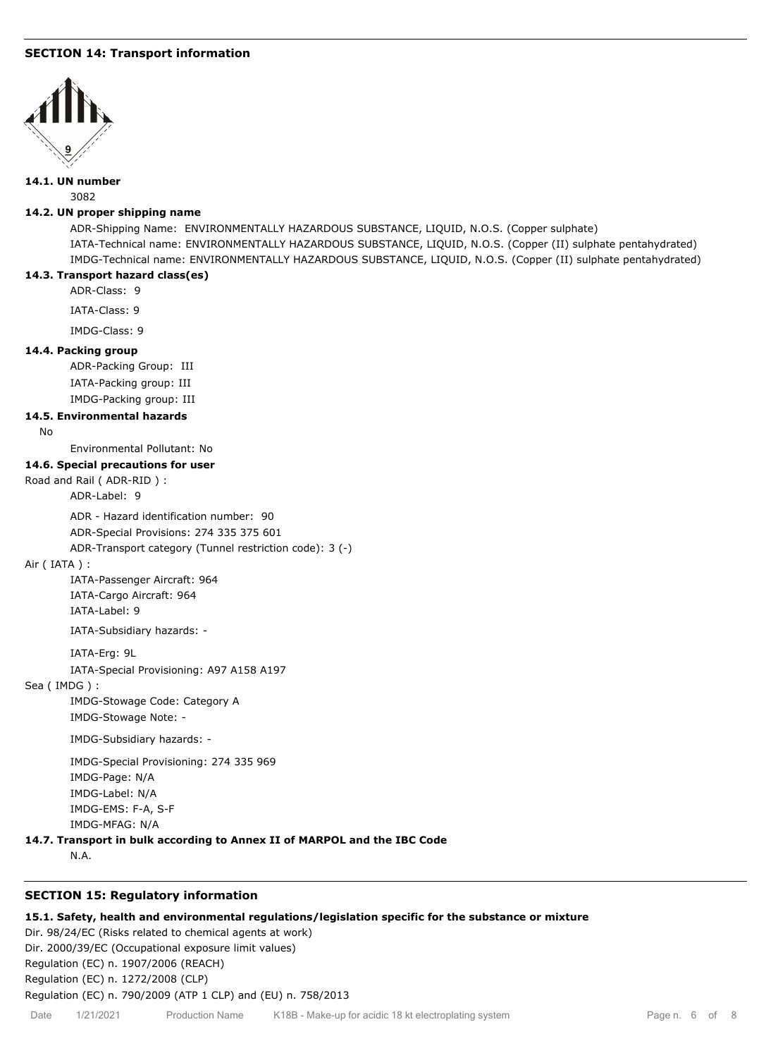## SECTION 14: Transport information

### 14.1. UN number

3082

### 14.2. UN proper shipping name

ADR-Shipping Name: ENVIRONMENTALLY HAZARDOUS SUBSTANCE, LIQUID, N.O.S. (Copper sulphate)

IATA-Technical name: ENVIRONMENTALLY HAZARDOUS SUBSTANCE, LIQUID, N.O.S. (Copper (II) sulphate pentahydrated)

IMDG-Technical name: ENVIRONMENTALLY HAZARDOUS SUBSTANCE, LIQUID, N.O.S. (Copper (II) sulphate pentahydrated)

### 14.3. Transport hazard class(es)

ADR-Class: 9

IATA-Class: 9

IMDG-Class: 9

### 14.4. Packing group

ADR-Packing Group: III

IATA-Packing group: III

IMDG-Packing group: III

### 14.5. Environmental hazards

No

Environmental Pollutant: No

### 14.6. Special precautions for user

Road and Rail ( ADR-RID ) :

ADR-Label: 9

ADR - Hazard identification number: 90

ADR-Special Provisions: 274 335 375 601

ADR-Transport category (Tunnel restriction code): 3 (-)

Air ( IATA ) :

IATA-Passenger Aircraft: 964

IATA-Cargo Aircraft: 964

IATA-Label: 9

IATA-Subsidiary hazards: -

IATA-Erg: 9L

IATA-Special Provisioning: A97 A158 A197

Sea ( IMDG ) :

IMDG-Stowage Code: Category A

IMDG-Stowage Note: -

IMDG-Subsidiary hazards: -

IMDG-Special Provisioning: 274 335 969

IMDG-Page: N/A

IMDG-Label: N/A

IMDG-EMS: F-A, S-F

IMDG-MFAG: N/A

### 14.7. Transport in bulk according to Annex II of MARPOL and the IBC Code

N.A.

## SECTION 15: Regulatory information

### 15.1. Safety, health and environmental regulations/legislation specific for the substance or mixture

Dir. 98/24/EC (Risks related to chemical agents at work)

Dir. 2000/39/EC (Occupational exposure limit values)

Regulation (EC) n. 1907/2006 (REACH)

Regulation (EC) n. 1272/2008 (CLP)

Regulation (EC) n. 790/2009 (ATP 1 CLP) and (EU) n. 758/2013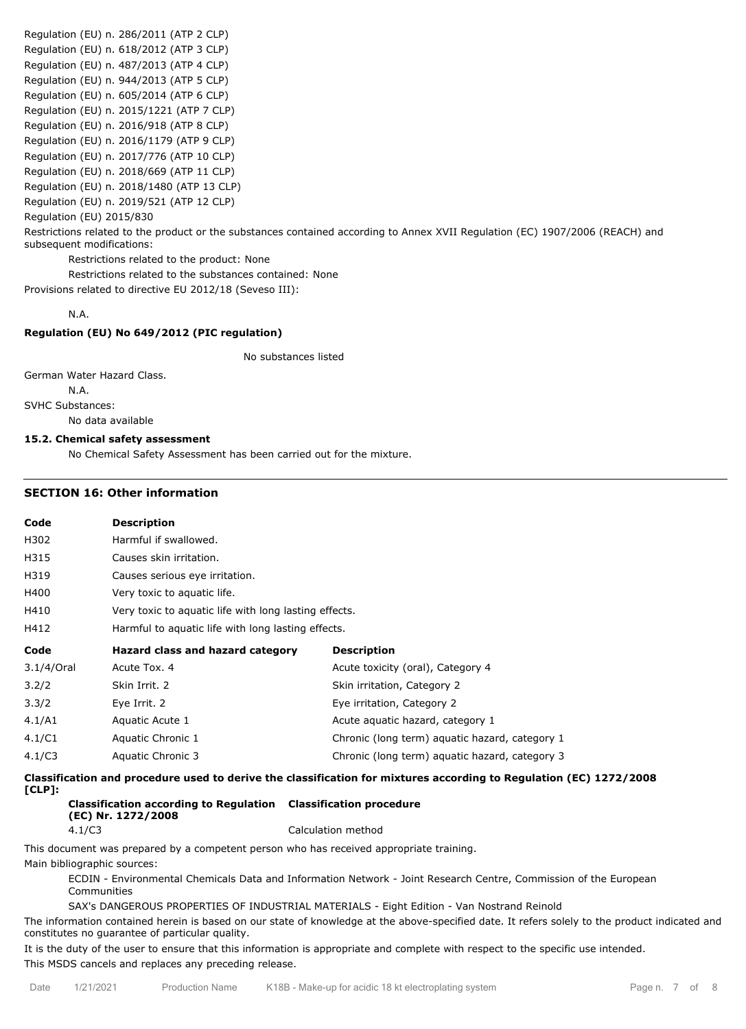Regulation (EU) n. 286/2011 (ATP 2 CLP)
Regulation (EU) n. 618/2012 (ATP 3 CLP)
Regulation (EU) n. 487/2013 (ATP 4 CLP)
Regulation (EU) n. 944/2013 (ATP 5 CLP)
Regulation (EU) n. 605/2014 (ATP 6 CLP)
Regulation (EU) n. 2015/1221 (ATP 7 CLP)
Regulation (EU) n. 2016/918 (ATP 8 CLP)
Regulation (EU) n. 2016/1179 (ATP 9 CLP)
Regulation (EU) n. 2017/776 (ATP 10 CLP)
Regulation (EU) n. 2018/669 (ATP 11 CLP)
Regulation (EU) n. 2018/1480 (ATP 13 CLP)
Regulation (EU) n. 2019/521 (ATP 12 CLP)
Regulation (EU) 2015/830

Restrictions related to the product or the substances contained according to Annex XVII Regulation (EC) 1907/2006 (REACH) and subsequent modifications:

Restrictions related to the product: None

Restrictions related to the substances contained: None

Provisions related to directive EU 2012/18 (Seveso III):

N.A.

**Regulation (EU) No 649/2012 (PIC regulation)**

No substances listed

German Water Hazard Class.

N.A.

SVHC Substances:

No data available

**15.2. Chemical safety assessment**

No Chemical Safety Assessment has been carried out for the mixture.

## SECTION 16: Other information

| Code | Description |
|---|---|
| H302 | Harmful if swallowed. |
| H315 | Causes skin irritation. |
| H319 | Causes serious eye irritation. |
| H400 | Very toxic to aquatic life. |
| H410 | Very toxic to aquatic life with long lasting effects. |
| H412 | Harmful to aquatic life with long lasting effects. |

| Code | Hazard class and hazard category | Description |
|---|---|---|
| 3.1/4/Oral | Acute Tox. 4 | Acute toxicity (oral), Category 4 |
| 3.2/2 | Skin Irrit. 2 | Skin irritation, Category 2 |
| 3.3/2 | Eye Irrit. 2 | Eye irritation, Category 2 |
| 4.1/A1 | Aquatic Acute 1 | Acute aquatic hazard, category 1 |
| 4.1/C1 | Aquatic Chronic 1 | Chronic (long term) aquatic hazard, category 1 |
| 4.1/C3 | Aquatic Chronic 3 | Chronic (long term) aquatic hazard, category 3 |

**Classification and procedure used to derive the classification for mixtures according to Regulation (EC) 1272/2008 [CLP]:**

| Classification according to Regulation (EC) Nr. 1272/2008 | Classification procedure |
|---|---|
| 4.1/C3 | Calculation method |

This document was prepared by a competent person who has received appropriate training.

Main bibliographic sources:

ECDIN - Environmental Chemicals Data and Information Network - Joint Research Centre, Commission of the European Communities

SAX's DANGEROUS PROPERTIES OF INDUSTRIAL MATERIALS - Eight Edition - Van Nostrand Reinold

The information contained herein is based on our state of knowledge at the above-specified date. It refers solely to the product indicated and constitutes no guarantee of particular quality.

It is the duty of the user to ensure that this information is appropriate and complete with respect to the specific use intended.

This MSDS cancels and replaces any preceding release.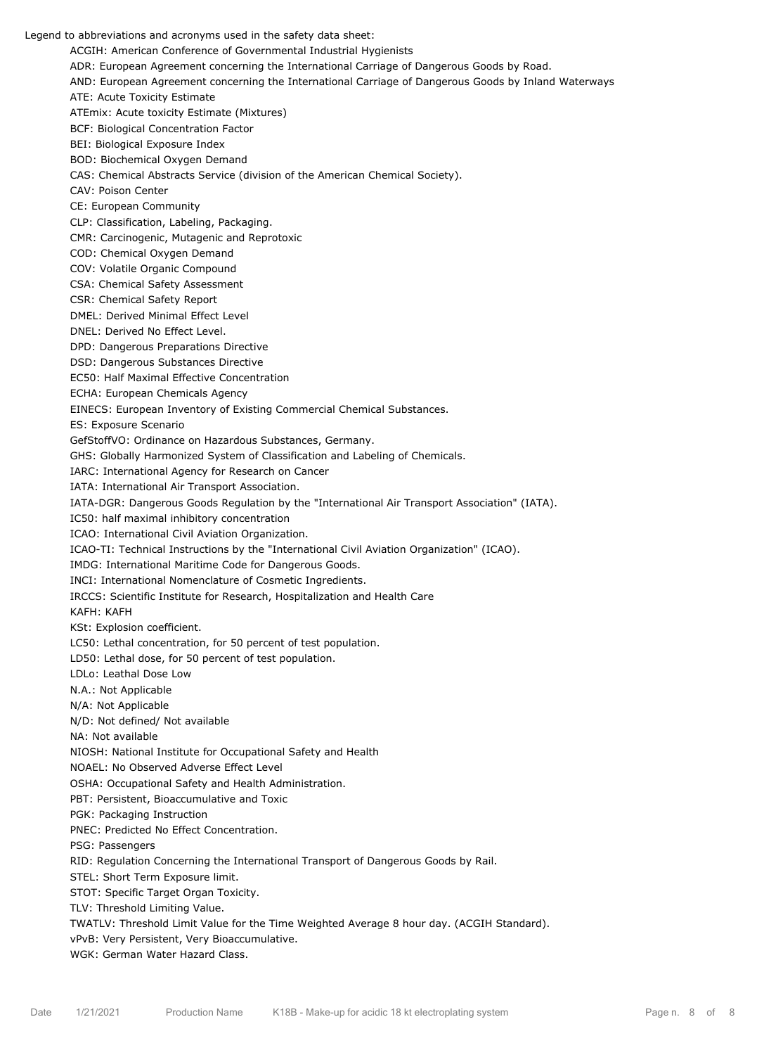Legend to abbreviations and acronyms used in the safety data sheet:

ACGIH: American Conference of Governmental Industrial Hygienists
ADR: European Agreement concerning the International Carriage of Dangerous Goods by Road.
AND: European Agreement concerning the International Carriage of Dangerous Goods by Inland Waterways
ATE: Acute Toxicity Estimate
ATEmix: Acute toxicity Estimate (Mixtures)
BCF: Biological Concentration Factor
BEI: Biological Exposure Index
BOD: Biochemical Oxygen Demand
CAS: Chemical Abstracts Service (division of the American Chemical Society).
CAV: Poison Center
CE: European Community
CLP: Classification, Labeling, Packaging.
CMR: Carcinogenic, Mutagenic and Reprotoxic
COD: Chemical Oxygen Demand
COV: Volatile Organic Compound
CSA: Chemical Safety Assessment
CSR: Chemical Safety Report
DMEL: Derived Minimal Effect Level
DNEL: Derived No Effect Level.
DPD: Dangerous Preparations Directive
DSD: Dangerous Substances Directive
EC50: Half Maximal Effective Concentration
ECHA: European Chemicals Agency
EINECS: European Inventory of Existing Commercial Chemical Substances.
ES: Exposure Scenario
GefStoffVO: Ordinance on Hazardous Substances, Germany.
GHS: Globally Harmonized System of Classification and Labeling of Chemicals.
IARC: International Agency for Research on Cancer
IATA: International Air Transport Association.
IATA-DGR: Dangerous Goods Regulation by the "International Air Transport Association" (IATA).
IC50: half maximal inhibitory concentration
ICAO: International Civil Aviation Organization.
ICAO-TI: Technical Instructions by the "International Civil Aviation Organization" (ICAO).
IMDG: International Maritime Code for Dangerous Goods.
INCI: International Nomenclature of Cosmetic Ingredients.
IRCCS: Scientific Institute for Research, Hospitalization and Health Care
KAFH: KAFH
KSt: Explosion coefficient.
LC50: Lethal concentration, for 50 percent of test population.
LD50: Lethal dose, for 50 percent of test population.
LDLo: Leathal Dose Low
N.A.: Not Applicable
N/A: Not Applicable
N/D: Not defined/ Not available
NA: Not available
NIOSH: National Institute for Occupational Safety and Health
NOAEL: No Observed Adverse Effect Level
OSHA: Occupational Safety and Health Administration.
PBT: Persistent, Bioaccumulative and Toxic
PGK: Packaging Instruction
PNEC: Predicted No Effect Concentration.
PSG: Passengers
RID: Regulation Concerning the International Transport of Dangerous Goods by Rail.
STEL: Short Term Exposure limit.
STOT: Specific Target Organ Toxicity.
TLV: Threshold Limiting Value.
TWATLV: Threshold Limit Value for the Time Weighted Average 8 hour day. (ACGIH Standard).
vPvB: Very Persistent, Very Bioaccumulative.
WGK: German Water Hazard Class.